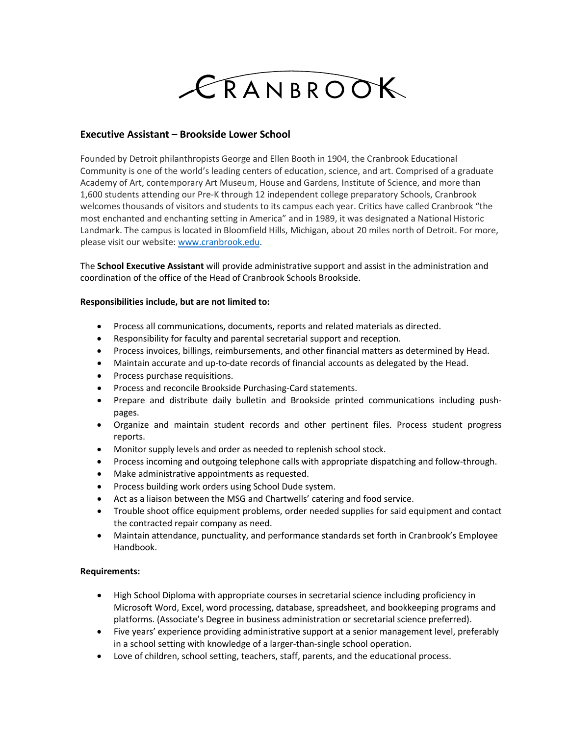CRANBROOK

## Executive Assistant – Brookside Lower School

Founded by Detroit philanthropists George and Ellen Booth in 1904, the Cranbrook Educational Community is one of the world's leading centers of education, science, and art. Comprised of a graduate Academy of Art, contemporary Art Museum, House and Gardens, Institute of Science, and more than 1,600 students attending our Pre-K through 12 independent college preparatory Schools, Cranbrook welcomes thousands of visitors and students to its campus each year. Critics have called Cranbrook "the most enchanted and enchanting setting in America" and in 1989, it was designated a National Historic Landmark. The campus is located in Bloomfield Hills, Michigan, about 20 miles north of Detroit. For more, please visit our website: www.cranbrook.edu.

The **School Executive Assistant** will provide administrative support and assist in the administration and coordination of the office of the Head of Cranbrook Schools Brookside.

**Responsibilities include, but are not limited to:**

- Process all communications, documents, reports and related materials as directed.
- Responsibility for faculty and parental secretarial support and reception.
- Process invoices, billings, reimbursements, and other financial matters as determined by Head.
- Maintain accurate and up-to-date records of financial accounts as delegated by the Head.
- Process purchase requisitions.
- Process and reconcile Brookside Purchasing-Card statements.
- Prepare and distribute daily bulletin and Brookside printed communications including push-pages.
- Organize and maintain student records and other pertinent files. Process student progress reports.
- Monitor supply levels and order as needed to replenish school stock.
- Process incoming and outgoing telephone calls with appropriate dispatching and follow-through.
- Make administrative appointments as requested.
- Process building work orders using School Dude system.
- Act as a liaison between the MSG and Chartwells' catering and food service.
- Trouble shoot office equipment problems, order needed supplies for said equipment and contact the contracted repair company as need.
- Maintain attendance, punctuality, and performance standards set forth in Cranbrook's Employee Handbook.

**Requirements:**

- High School Diploma with appropriate courses in secretarial science including proficiency in Microsoft Word, Excel, word processing, database, spreadsheet, and bookkeeping programs and platforms. (Associate's Degree in business administration or secretarial science preferred).
- Five years' experience providing administrative support at a senior management level, preferably in a school setting with knowledge of a larger-than-single school operation.
- Love of children, school setting, teachers, staff, parents, and the educational process.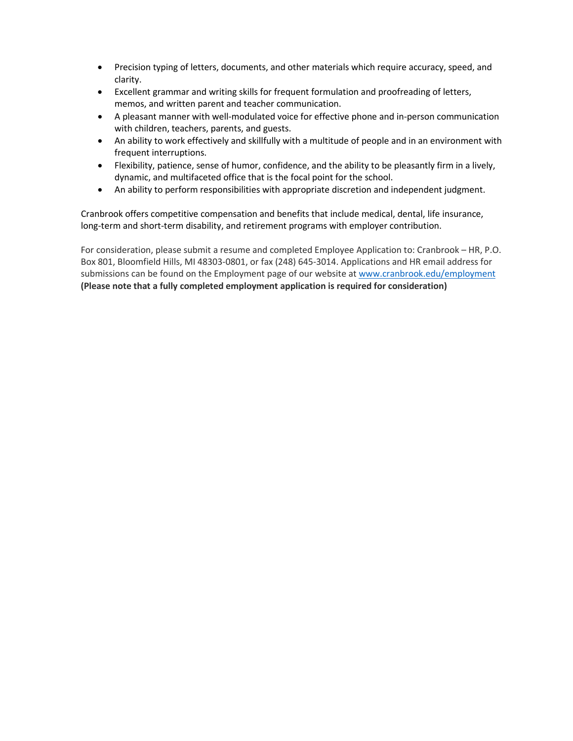- Precision typing of letters, documents, and other materials which require accuracy, speed, and clarity.
- Excellent grammar and writing skills for frequent formulation and proofreading of letters, memos, and written parent and teacher communication.
- A pleasant manner with well-modulated voice for effective phone and in-person communication with children, teachers, parents, and guests.
- An ability to work effectively and skillfully with a multitude of people and in an environment with frequent interruptions.
- Flexibility, patience, sense of humor, confidence, and the ability to be pleasantly firm in a lively, dynamic, and multifaceted office that is the focal point for the school.
- An ability to perform responsibilities with appropriate discretion and independent judgment.

Cranbrook offers competitive compensation and benefits that include medical, dental, life insurance, long-term and short-term disability, and retirement programs with employer contribution.

For consideration, please submit a resume and completed Employee Application to: Cranbrook – HR, P.O. Box 801, Bloomfield Hills, MI 48303-0801, or fax (248) 645-3014. Applications and HR email address for submissions can be found on the Employment page of our website at www.cranbrook.edu/employment
**(Please note that a fully completed employment application is required for consideration)**